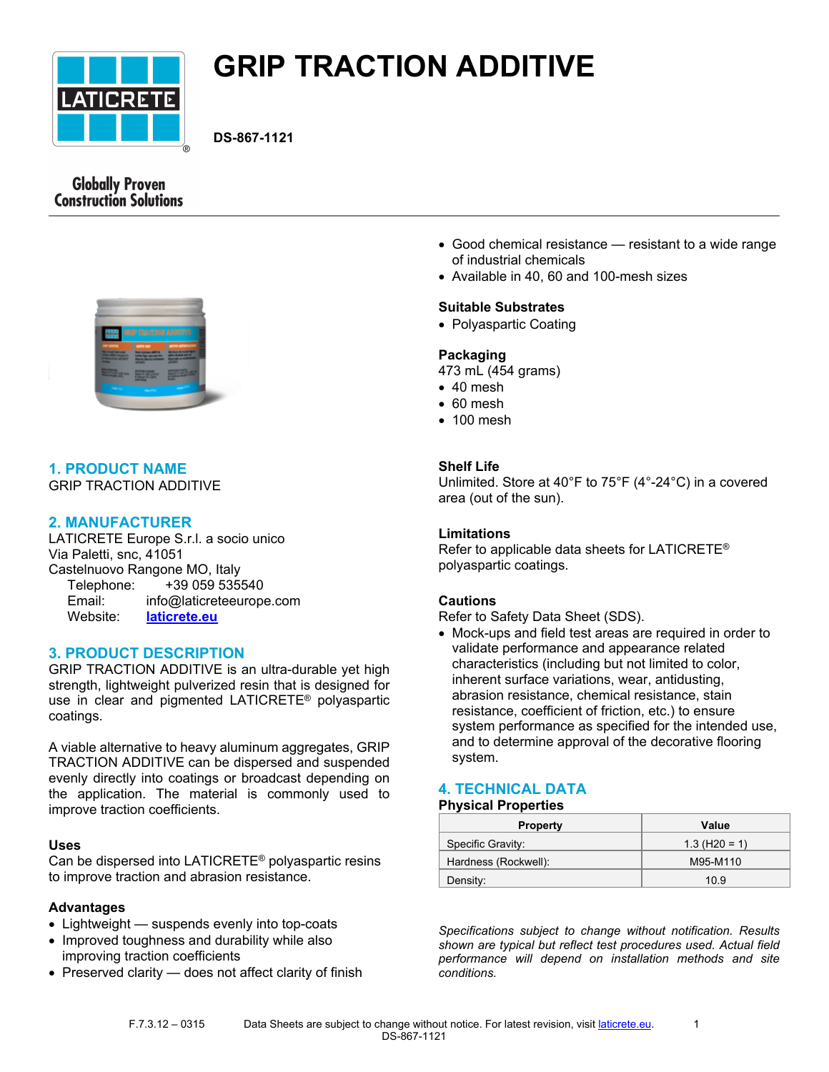# GRIP TRACTION ADDITIVE

**DS-867-1121**

Globally Proven Construction Solutions

## 1. PRODUCT NAME

GRIP TRACTION ADDITIVE

## 2. MANUFACTURER

LATICRETE Europe S.r.l. a socio unico
Via Paletti, snc, 41051
Castelnuovo Rangone MO, Italy
Telephone: +39 059 535540
Email: info@laticreteeurope.com
Website: **laticrete.eu**

## 3. PRODUCT DESCRIPTION

GRIP TRACTION ADDITIVE is an ultra-durable yet high strength, lightweight pulverized resin that is designed for use in clear and pigmented LATICRETE® polyaspartic coatings.

A viable alternative to heavy aluminum aggregates, GRIP TRACTION ADDITIVE can be dispersed and suspended evenly directly into coatings or broadcast depending on the application. The material is commonly used to improve traction coefficients.

### Uses

Can be dispersed into LATICRETE® polyaspartic resins to improve traction and abrasion resistance.

### Advantages

- Lightweight — suspends evenly into top-coats
- Improved toughness and durability while also improving traction coefficients
- Preserved clarity — does not affect clarity of finish
- Good chemical resistance — resistant to a wide range of industrial chemicals
- Available in 40, 60 and 100-mesh sizes

### Suitable Substrates

- Polyaspartic Coating

### Packaging

473 mL (454 grams)

- 40 mesh
- 60 mesh
- 100 mesh

### Shelf Life

Unlimited. Store at 40°F to 75°F (4°-24°C) in a covered area (out of the sun).

### Limitations

Refer to applicable data sheets for LATICRETE® polyaspartic coatings.

### Cautions

Refer to Safety Data Sheet (SDS).

- Mock-ups and field test areas are required in order to validate performance and appearance related characteristics (including but not limited to color, inherent surface variations, wear, antidusting, abrasion resistance, chemical resistance, stain resistance, coefficient of friction, etc.) to ensure system performance as specified for the intended use, and to determine approval of the decorative flooring system.

## 4. TECHNICAL DATA

**Physical Properties**

| Property | Value |
|---|---|
| Specific Gravity: | 1.3 (H20 = 1) |
| Hardness (Rockwell): | M95-M110 |
| Density: | 10.9 |

*Specifications subject to change without notification. Results shown are typical but reflect test procedures used. Actual field performance will depend on installation methods and site conditions.*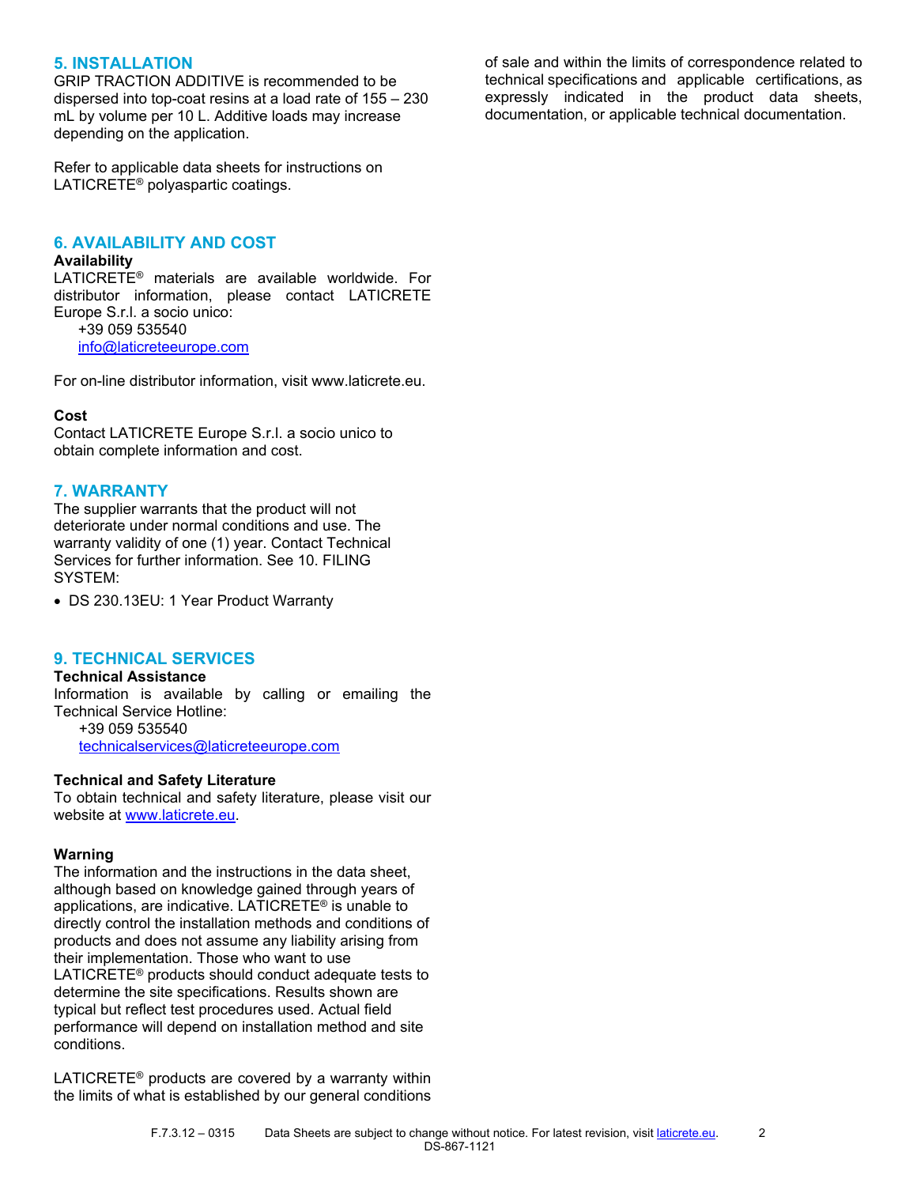## 5. INSTALLATION

GRIP TRACTION ADDITIVE is recommended to be dispersed into top-coat resins at a load rate of 155 – 230 mL by volume per 10 L. Additive loads may increase depending on the application.

Refer to applicable data sheets for instructions on LATICRETE® polyaspartic coatings.

## 6. AVAILABILITY AND COST

**Availability**

LATICRETE® materials are available worldwide. For distributor information, please contact LATICRETE Europe S.r.l. a socio unico:

+39 059 535540
info@laticreteeurope.com

For on-line distributor information, visit www.laticrete.eu.

**Cost**

Contact LATICRETE Europe S.r.l. a socio unico to obtain complete information and cost.

## 7. WARRANTY

The supplier warrants that the product will not deteriorate under normal conditions and use. The warranty validity of one (1) year. Contact Technical Services for further information. See 10. FILING SYSTEM:

- DS 230.13EU: 1 Year Product Warranty

## 9. TECHNICAL SERVICES

**Technical Assistance**

Information is available by calling or emailing the Technical Service Hotline:

+39 059 535540
technicalservices@laticreteeurope.com

**Technical and Safety Literature**

To obtain technical and safety literature, please visit our website at www.laticrete.eu.

**Warning**

The information and the instructions in the data sheet, although based on knowledge gained through years of applications, are indicative. LATICRETE® is unable to directly control the installation methods and conditions of products and does not assume any liability arising from their implementation. Those who want to use LATICRETE® products should conduct adequate tests to determine the site specifications. Results shown are typical but reflect test procedures used. Actual field performance will depend on installation method and site conditions.

LATICRETE® products are covered by a warranty within the limits of what is established by our general conditions of sale and within the limits of correspondence related to technical specifications and applicable certifications, as expressly indicated in the product data sheets, documentation, or applicable technical documentation.

F.7.3.12 – 0315 Data Sheets are subject to change without notice. For latest revision, visit laticrete.eu.
DS-867-1121